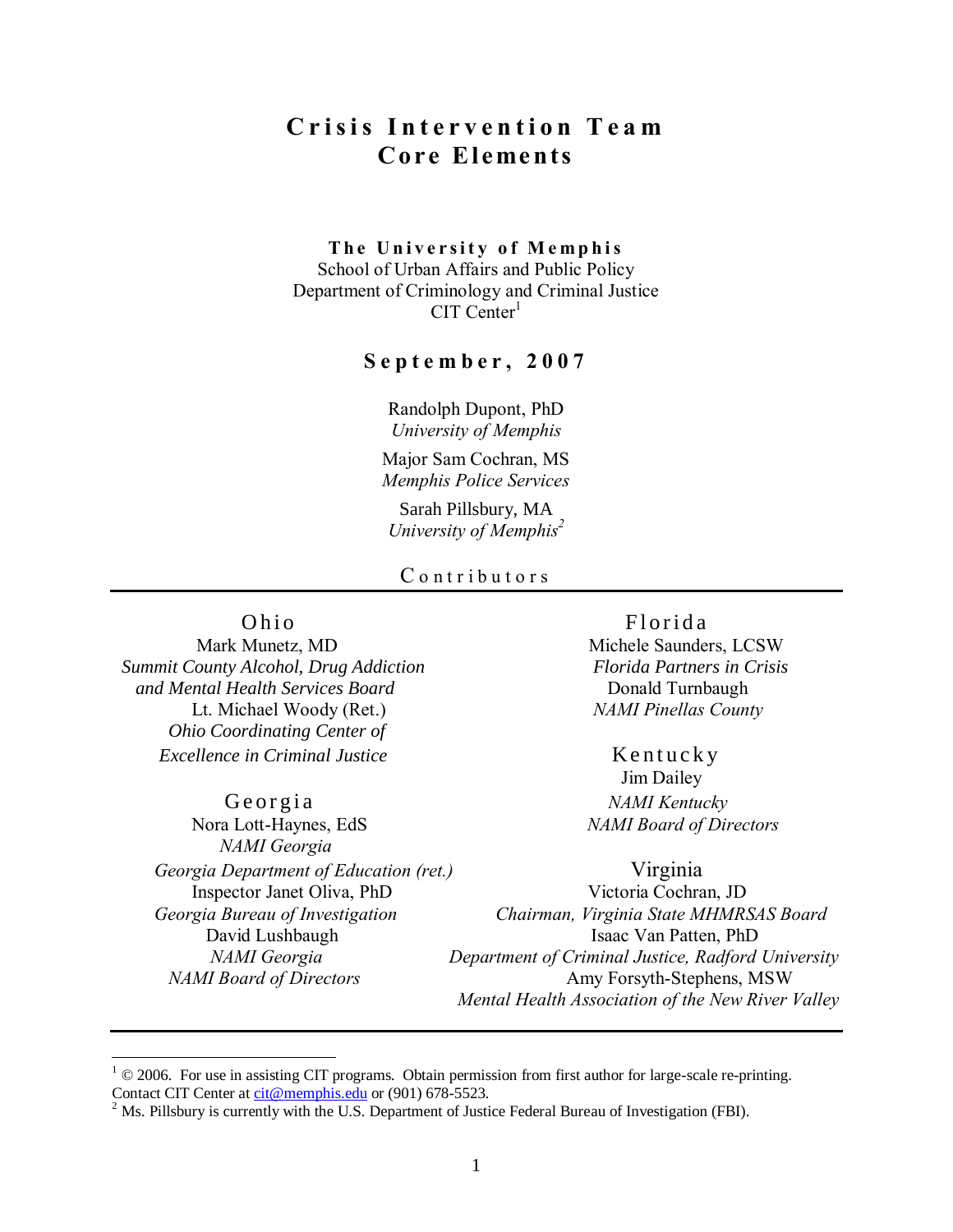# Crisis Intervention Team
# Core Elements

**The University of Memphis**
School of Urban Affairs and Public Policy
Department of Criminology and Criminal Justice
CIT Center[1]

**September, 2007**

Randolph Dupont, PhD
*University of Memphis*

Major Sam Cochran, MS
*Memphis Police Services*

Sarah Pillsbury, MA
*University of Memphis*[2]

## Contributors

---

### Ohio

Mark Munetz, MD
*Summit County Alcohol, Drug Addiction and Mental Health Services Board*

Lt. Michael Woody (Ret.)
*Ohio Coordinating Center of Excellence in Criminal Justice*

### Georgia

Nora Lott-Haynes, EdS
*NAMI Georgia*
*Georgia Department of Education (ret.)*

Inspector Janet Oliva, PhD
*Georgia Bureau of Investigation*

David Lushbaugh
*NAMI Georgia*
*NAMI Board of Directors*

### Florida

Michele Saunders, LCSW
*Florida Partners in Crisis*

Donald Turnbaugh
*NAMI Pinellas County*

### Kentucky

Jim Dailey
*NAMI Kentucky*
*NAMI Board of Directors*

### Virginia

Victoria Cochran, JD
*Chairman, Virginia State MHMRSAS Board*

Isaac Van Patten, PhD
*Department of Criminal Justice, Radford University*

Amy Forsyth-Stephens, MSW
*Mental Health Association of the New River Valley*

---

[1] © 2006. For use in assisting CIT programs. Obtain permission from first author for large-scale re-printing. Contact CIT Center at cit@memphis.edu or (901) 678-5523.

[2] Ms. Pillsbury is currently with the U.S. Department of Justice Federal Bureau of Investigation (FBI).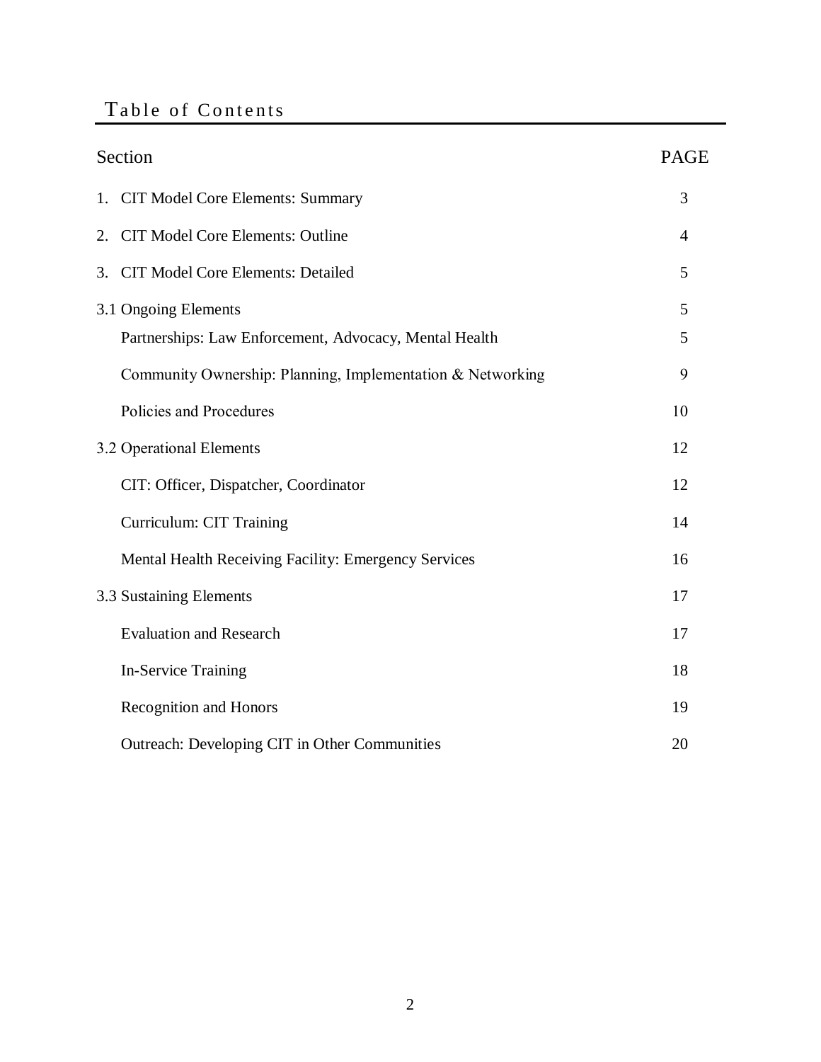# Table of Contents

| Section | PAGE |
|---|---|
| 1. CIT Model Core Elements: Summary | 3 |
| 2. CIT Model Core Elements: Outline | 4 |
| 3. CIT Model Core Elements: Detailed | 5 |
| 3.1 Ongoing Elements | 5 |
| Partnerships: Law Enforcement, Advocacy, Mental Health | 5 |
| Community Ownership: Planning, Implementation & Networking | 9 |
| Policies and Procedures | 10 |
| 3.2 Operational Elements | 12 |
| CIT: Officer, Dispatcher, Coordinator | 12 |
| Curriculum: CIT Training | 14 |
| Mental Health Receiving Facility: Emergency Services | 16 |
| 3.3 Sustaining Elements | 17 |
| Evaluation and Research | 17 |
| In-Service Training | 18 |
| Recognition and Honors | 19 |
| Outreach: Developing CIT in Other Communities | 20 |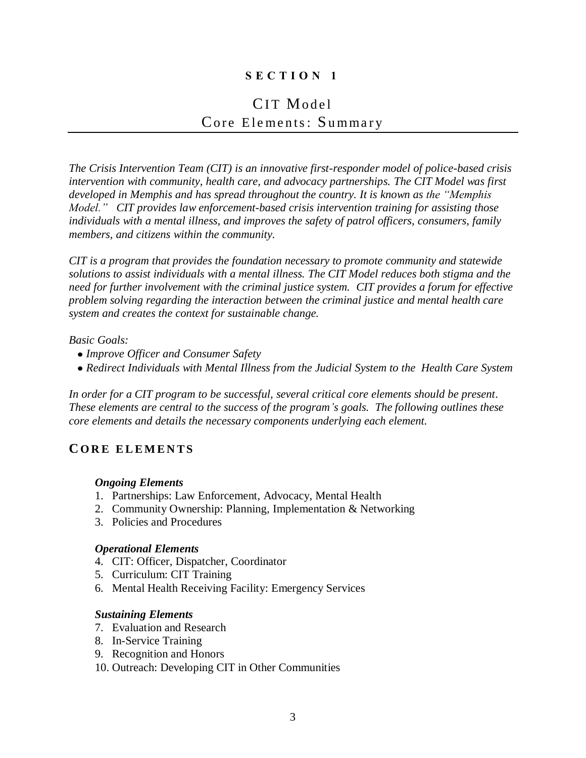# SECTION 1

## CIT Model
## Core Elements: Summary

*The Crisis Intervention Team (CIT) is an innovative first-responder model of police-based crisis intervention with community, health care, and advocacy partnerships. The CIT Model was first developed in Memphis and has spread throughout the country. It is known as the "Memphis Model." CIT provides law enforcement-based crisis intervention training for assisting those individuals with a mental illness, and improves the safety of patrol officers, consumers, family members, and citizens within the community.*

*CIT is a program that provides the foundation necessary to promote community and statewide solutions to assist individuals with a mental illness. The CIT Model reduces both stigma and the need for further involvement with the criminal justice system. CIT provides a forum for effective problem solving regarding the interaction between the criminal justice and mental health care system and creates the context for sustainable change.*

*Basic Goals:*

- *Improve Officer and Consumer Safety*
- *Redirect Individuals with Mental Illness from the Judicial System to the Health Care System*

*In order for a CIT program to be successful, several critical core elements should be present. These elements are central to the success of the program's goals. The following outlines these core elements and details the necessary components underlying each element.*

## CORE ELEMENTS

***Ongoing Elements***

1. Partnerships: Law Enforcement, Advocacy, Mental Health
2. Community Ownership: Planning, Implementation & Networking
3. Policies and Procedures

***Operational Elements***

4. CIT: Officer, Dispatcher, Coordinator
5. Curriculum: CIT Training
6. Mental Health Receiving Facility: Emergency Services

***Sustaining Elements***

7. Evaluation and Research
8. In-Service Training
9. Recognition and Honors
10. Outreach: Developing CIT in Other Communities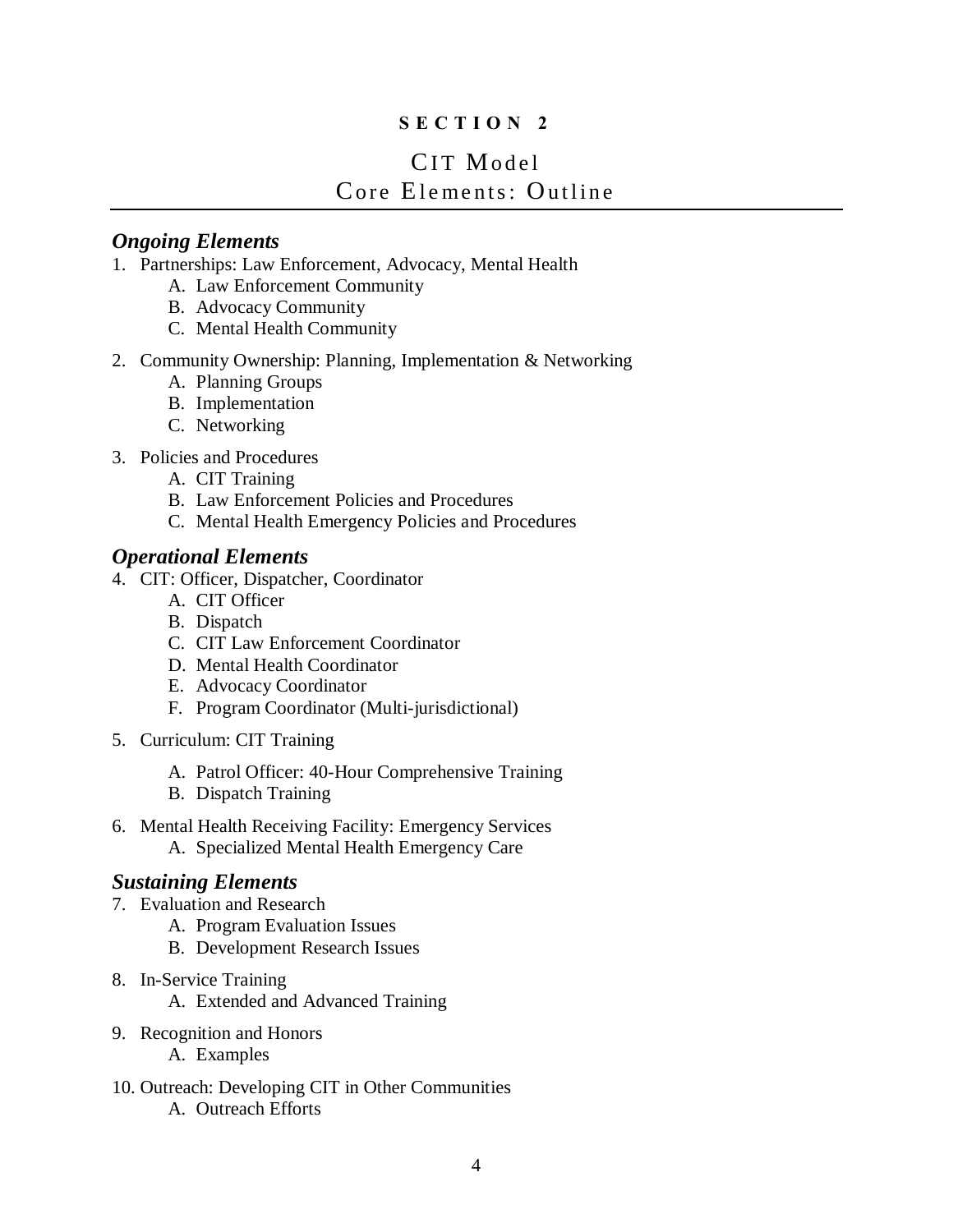## SECTION 2

# CIT Model
# Core Elements: Outline

### *Ongoing Elements*

1. Partnerships: Law Enforcement, Advocacy, Mental Health
   A. Law Enforcement Community
   B. Advocacy Community
   C. Mental Health Community

2. Community Ownership: Planning, Implementation & Networking
   A. Planning Groups
   B. Implementation
   C. Networking

3. Policies and Procedures
   A. CIT Training
   B. Law Enforcement Policies and Procedures
   C. Mental Health Emergency Policies and Procedures

### *Operational Elements*

4. CIT: Officer, Dispatcher, Coordinator
   A. CIT Officer
   B. Dispatch
   C. CIT Law Enforcement Coordinator
   D. Mental Health Coordinator
   E. Advocacy Coordinator
   F. Program Coordinator (Multi-jurisdictional)

5. Curriculum: CIT Training
   A. Patrol Officer: 40-Hour Comprehensive Training
   B. Dispatch Training

6. Mental Health Receiving Facility: Emergency Services
   A. Specialized Mental Health Emergency Care

### *Sustaining Elements*

7. Evaluation and Research
   A. Program Evaluation Issues
   B. Development Research Issues

8. In-Service Training
   A. Extended and Advanced Training

9. Recognition and Honors
   A. Examples

10. Outreach: Developing CIT in Other Communities
    A. Outreach Efforts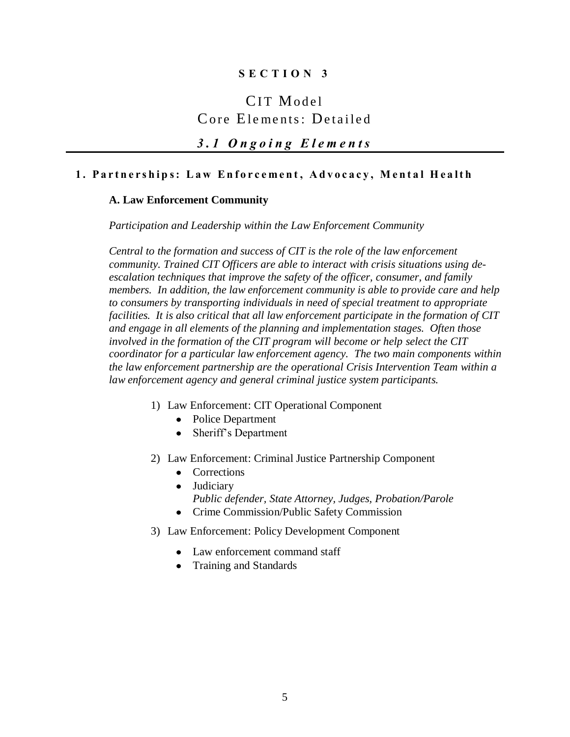# SECTION 3

## CIT Model
## Core Elements: Detailed

### *3.1 Ongoing Elements*

#### 1. Partnerships: Law Enforcement, Advocacy, Mental Health

**A. Law Enforcement Community**

*Participation and Leadership within the Law Enforcement Community*

*Central to the formation and success of CIT is the role of the law enforcement community. Trained CIT Officers are able to interact with crisis situations using de-escalation techniques that improve the safety of the officer, consumer, and family members. In addition, the law enforcement community is able to provide care and help to consumers by transporting individuals in need of special treatment to appropriate facilities. It is also critical that all law enforcement participate in the formation of CIT and engage in all elements of the planning and implementation stages. Often those involved in the formation of the CIT program will become or help select the CIT coordinator for a particular law enforcement agency. The two main components within the law enforcement partnership are the operational Crisis Intervention Team within a law enforcement agency and general criminal justice system participants.*

1) Law Enforcement: CIT Operational Component
   - Police Department
   - Sheriff's Department

2) Law Enforcement: Criminal Justice Partnership Component
   - Corrections
   - Judiciary
     *Public defender, State Attorney, Judges, Probation/Parole*
   - Crime Commission/Public Safety Commission

3) Law Enforcement: Policy Development Component
   - Law enforcement command staff
   - Training and Standards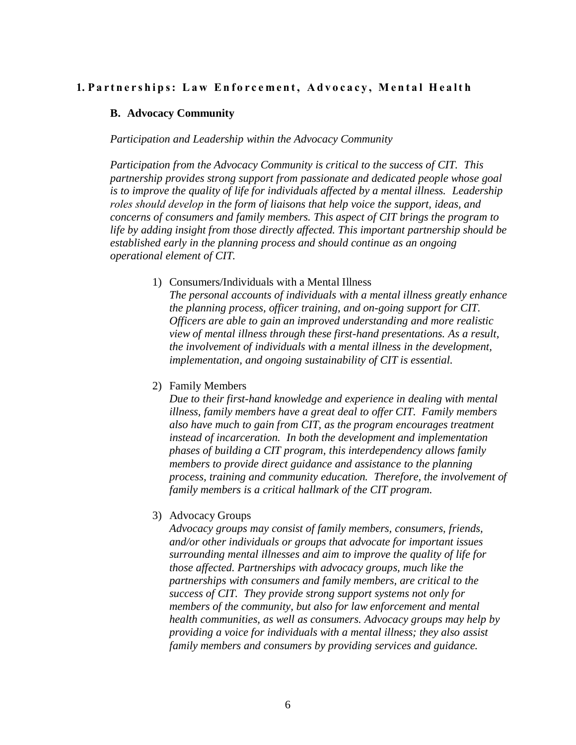# 1. Partnerships: Law Enforcement, Advocacy, Mental Health

## B. Advocacy Community

*Participation and Leadership within the Advocacy Community*

*Participation from the Advocacy Community is critical to the success of CIT. This partnership provides strong support from passionate and dedicated people whose goal is to improve the quality of life for individuals affected by a mental illness. Leadership roles should develop in the form of liaisons that help voice the support, ideas, and concerns of consumers and family members. This aspect of CIT brings the program to life by adding insight from those directly affected. This important partnership should be established early in the planning process and should continue as an ongoing operational element of CIT.*

1) Consumers/Individuals with a Mental Illness
   *The personal accounts of individuals with a mental illness greatly enhance the planning process, officer training, and on-going support for CIT. Officers are able to gain an improved understanding and more realistic view of mental illness through these first-hand presentations. As a result, the involvement of individuals with a mental illness in the development, implementation, and ongoing sustainability of CIT is essential.*

2) Family Members
   *Due to their first-hand knowledge and experience in dealing with mental illness, family members have a great deal to offer CIT. Family members also have much to gain from CIT, as the program encourages treatment instead of incarceration. In both the development and implementation phases of building a CIT program, this interdependency allows family members to provide direct guidance and assistance to the planning process, training and community education. Therefore, the involvement of family members is a critical hallmark of the CIT program.*

3) Advocacy Groups
   *Advocacy groups may consist of family members, consumers, friends, and/or other individuals or groups that advocate for important issues surrounding mental illnesses and aim to improve the quality of life for those affected. Partnerships with advocacy groups, much like the partnerships with consumers and family members, are critical to the success of CIT. They provide strong support systems not only for members of the community, but also for law enforcement and mental health communities, as well as consumers. Advocacy groups may help by providing a voice for individuals with a mental illness; they also assist family members and consumers by providing services and guidance.*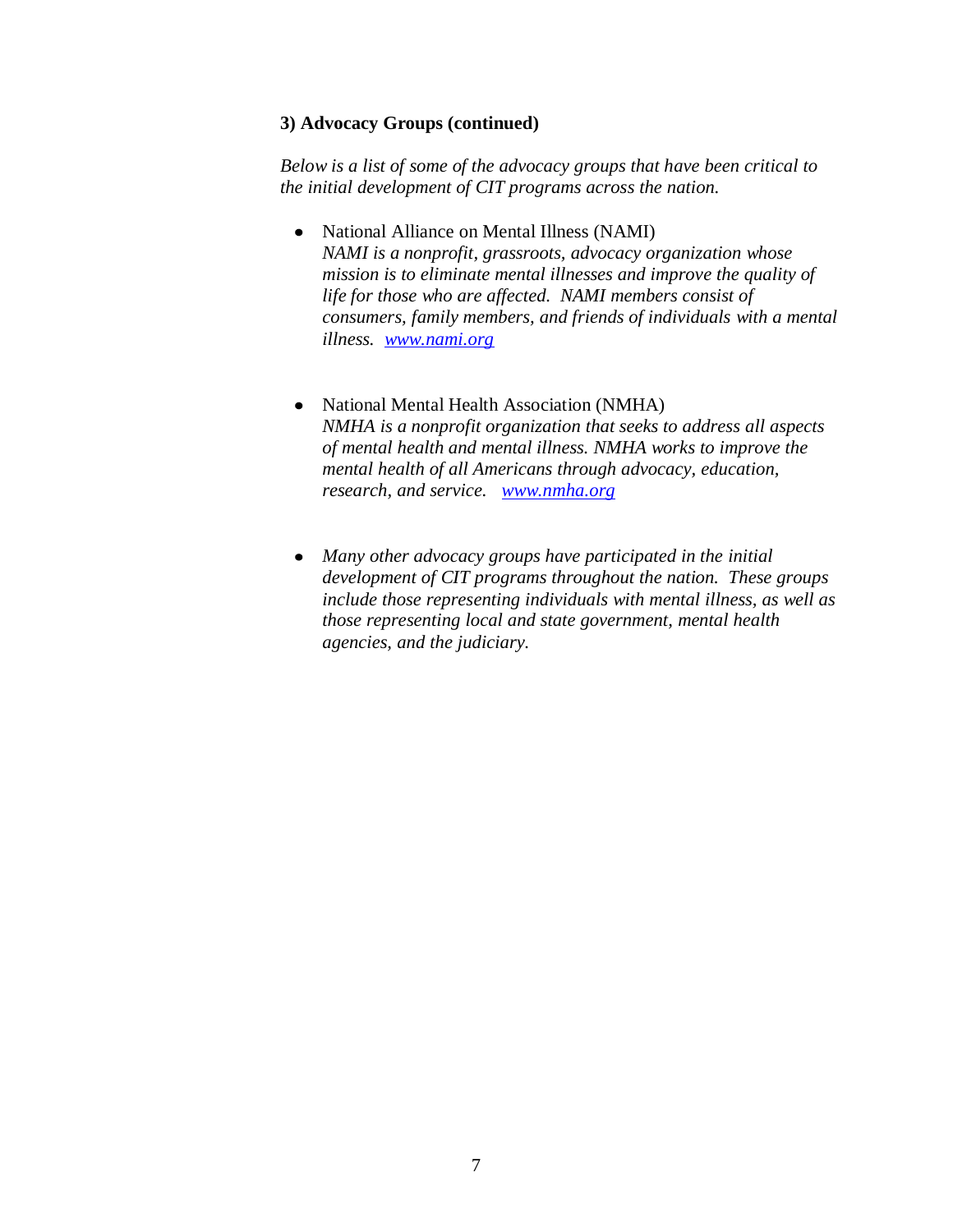### 3) Advocacy Groups (continued)

*Below is a list of some of the advocacy groups that have been critical to the initial development of CIT programs across the nation.*

- National Alliance on Mental Illness (NAMI)
  *NAMI is a nonprofit, grassroots, advocacy organization whose mission is to eliminate mental illnesses and improve the quality of life for those who are affected. NAMI members consist of consumers, family members, and friends of individuals with a mental illness.* [www.nami.org](http://www.nami.org)

- National Mental Health Association (NMHA)
  *NMHA is a nonprofit organization that seeks to address all aspects of mental health and mental illness. NMHA works to improve the mental health of all Americans through advocacy, education, research, and service.* [www.nmha.org](http://www.nmha.org)

- *Many other advocacy groups have participated in the initial development of CIT programs throughout the nation. These groups include those representing individuals with mental illness, as well as those representing local and state government, mental health agencies, and the judiciary.*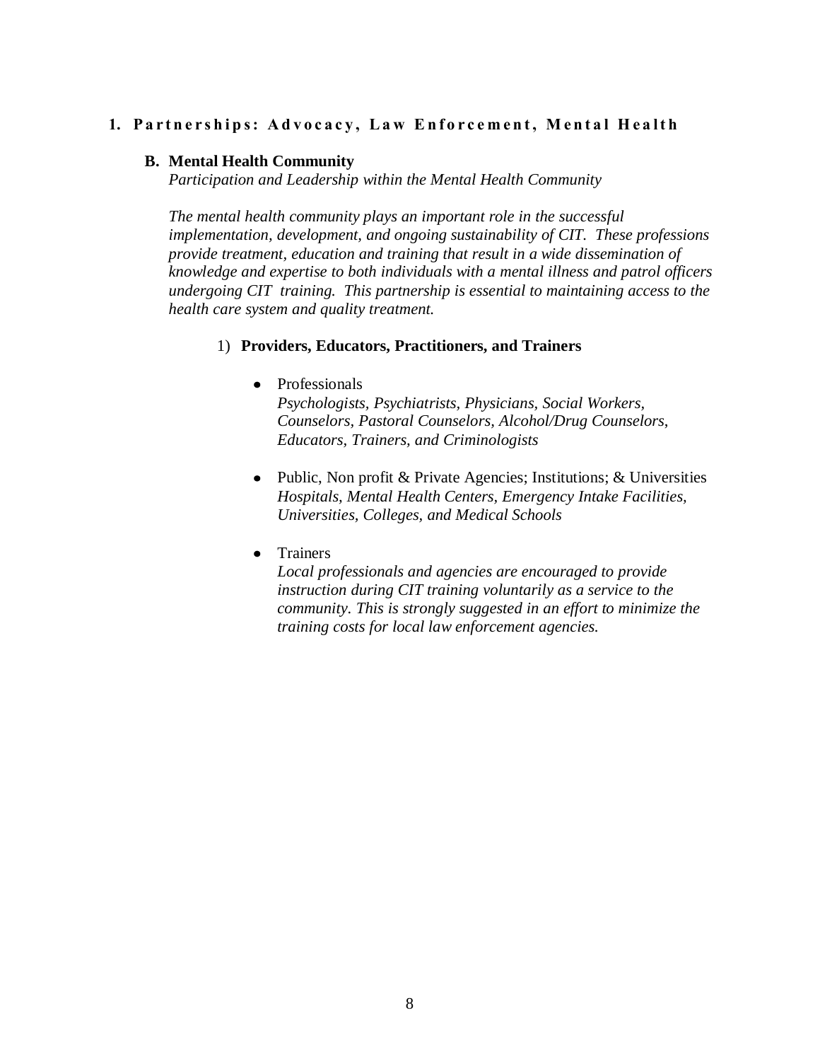# 1. Partnerships: Advocacy, Law Enforcement, Mental Health

## B. Mental Health Community

*Participation and Leadership within the Mental Health Community*

*The mental health community plays an important role in the successful implementation, development, and ongoing sustainability of CIT. These professions provide treatment, education and training that result in a wide dissemination of knowledge and expertise to both individuals with a mental illness and patrol officers undergoing CIT training. This partnership is essential to maintaining access to the health care system and quality treatment.*

### 1) Providers, Educators, Practitioners, and Trainers

- Professionals
  *Psychologists, Psychiatrists, Physicians, Social Workers, Counselors, Pastoral Counselors, Alcohol/Drug Counselors, Educators, Trainers, and Criminologists*

- Public, Non profit & Private Agencies; Institutions; & Universities
  *Hospitals, Mental Health Centers, Emergency Intake Facilities, Universities, Colleges, and Medical Schools*

- Trainers
  *Local professionals and agencies are encouraged to provide instruction during CIT training voluntarily as a service to the community. This is strongly suggested in an effort to minimize the training costs for local law enforcement agencies.*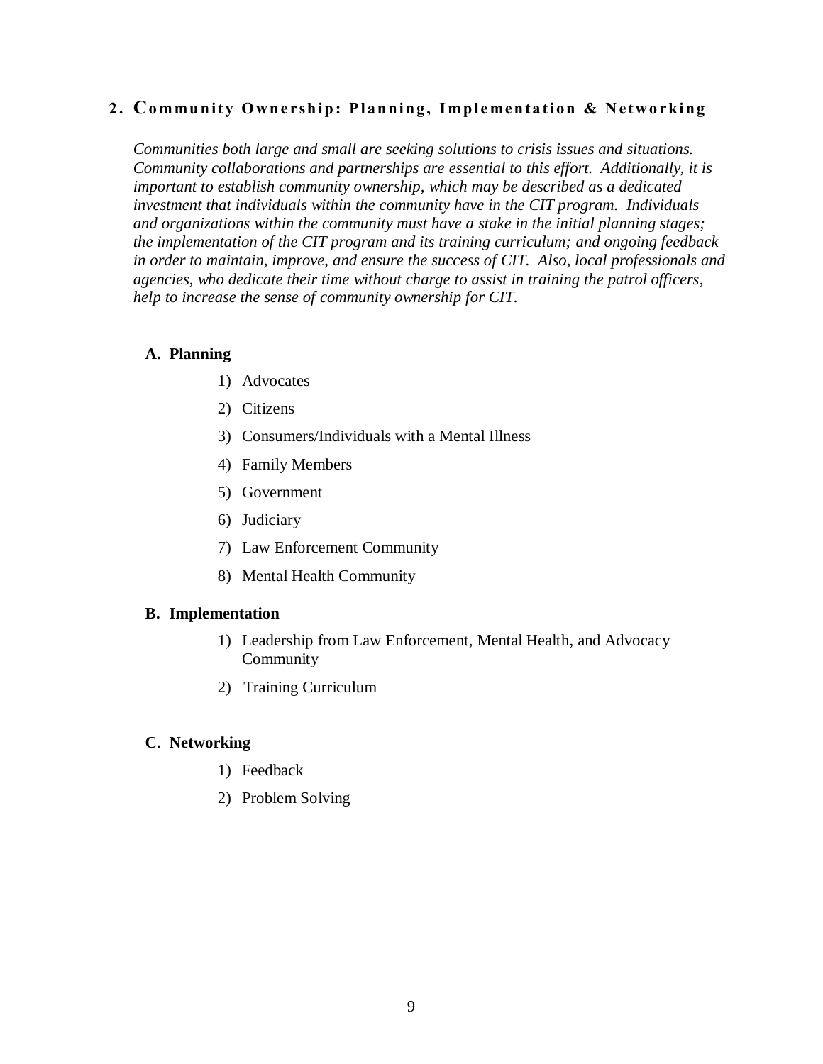## 2. Community Ownership: Planning, Implementation & Networking

*Communities both large and small are seeking solutions to crisis issues and situations. Community collaborations and partnerships are essential to this effort. Additionally, it is important to establish community ownership, which may be described as a dedicated investment that individuals within the community have in the CIT program. Individuals and organizations within the community must have a stake in the initial planning stages; the implementation of the CIT program and its training curriculum; and ongoing feedback in order to maintain, improve, and ensure the success of CIT. Also, local professionals and agencies, who dedicate their time without charge to assist in training the patrol officers, help to increase the sense of community ownership for CIT.*

### A. Planning

1) Advocates
2) Citizens
3) Consumers/Individuals with a Mental Illness
4) Family Members
5) Government
6) Judiciary
7) Law Enforcement Community
8) Mental Health Community

### B. Implementation

1) Leadership from Law Enforcement, Mental Health, and Advocacy Community
2) Training Curriculum

### C. Networking

1) Feedback
2) Problem Solving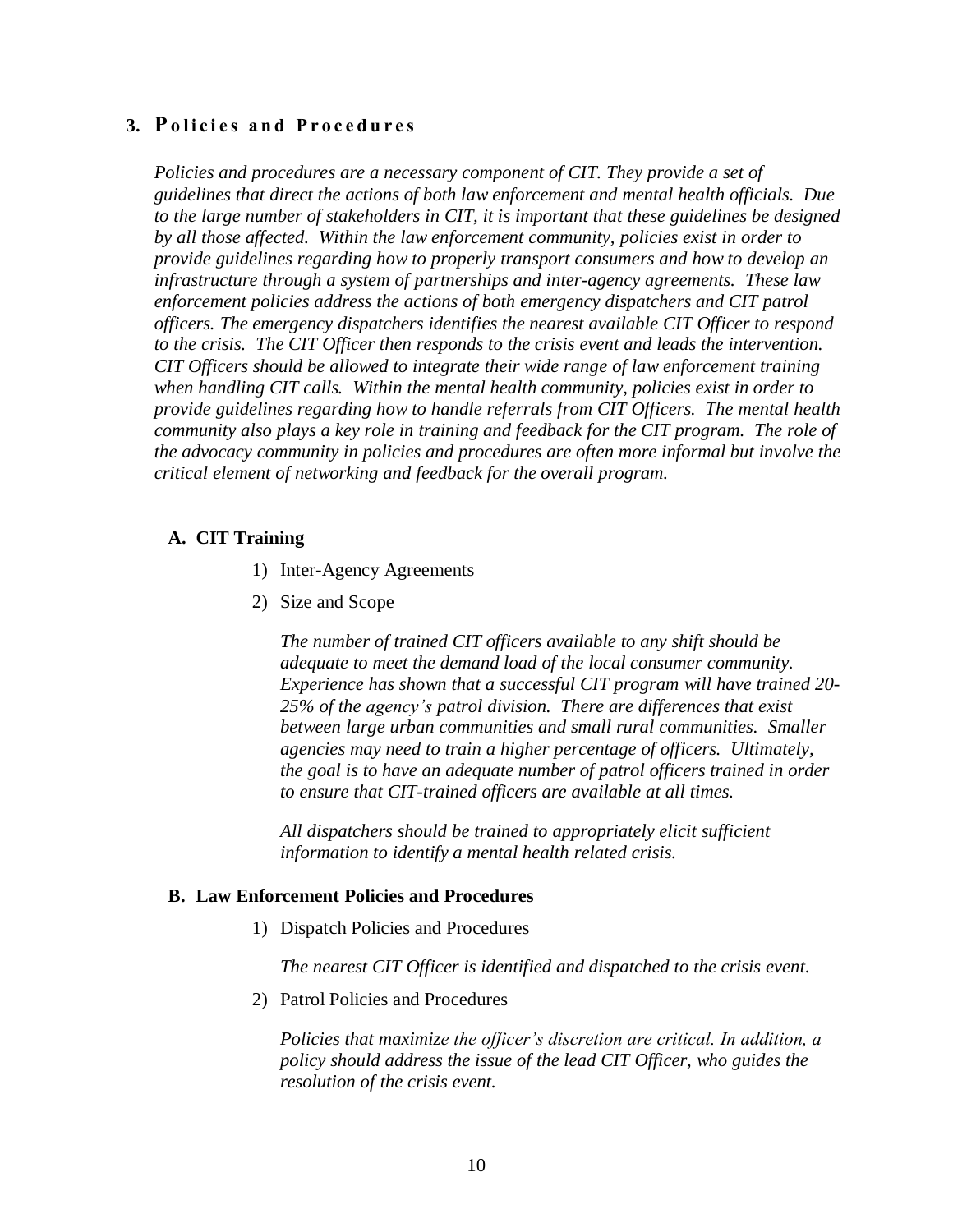## 3. Policies and Procedures

*Policies and procedures are a necessary component of CIT. They provide a set of guidelines that direct the actions of both law enforcement and mental health officials. Due to the large number of stakeholders in CIT, it is important that these guidelines be designed by all those affected. Within the law enforcement community, policies exist in order to provide guidelines regarding how to properly transport consumers and how to develop an infrastructure through a system of partnerships and inter-agency agreements. These law enforcement policies address the actions of both emergency dispatchers and CIT patrol officers. The emergency dispatchers identifies the nearest available CIT Officer to respond to the crisis. The CIT Officer then responds to the crisis event and leads the intervention. CIT Officers should be allowed to integrate their wide range of law enforcement training when handling CIT calls. Within the mental health community, policies exist in order to provide guidelines regarding how to handle referrals from CIT Officers. The mental health community also plays a key role in training and feedback for the CIT program. The role of the advocacy community in policies and procedures are often more informal but involve the critical element of networking and feedback for the overall program.*

### A. CIT Training

1) Inter-Agency Agreements

2) Size and Scope

   *The number of trained CIT officers available to any shift should be adequate to meet the demand load of the local consumer community. Experience has shown that a successful CIT program will have trained 20-25% of the agency's patrol division. There are differences that exist between large urban communities and small rural communities. Smaller agencies may need to train a higher percentage of officers. Ultimately, the goal is to have an adequate number of patrol officers trained in order to ensure that CIT-trained officers are available at all times.*

   *All dispatchers should be trained to appropriately elicit sufficient information to identify a mental health related crisis.*

### B. Law Enforcement Policies and Procedures

1) Dispatch Policies and Procedures

   *The nearest CIT Officer is identified and dispatched to the crisis event.*

2) Patrol Policies and Procedures

   *Policies that maximize the officer's discretion are critical. In addition, a policy should address the issue of the lead CIT Officer, who guides the resolution of the crisis event.*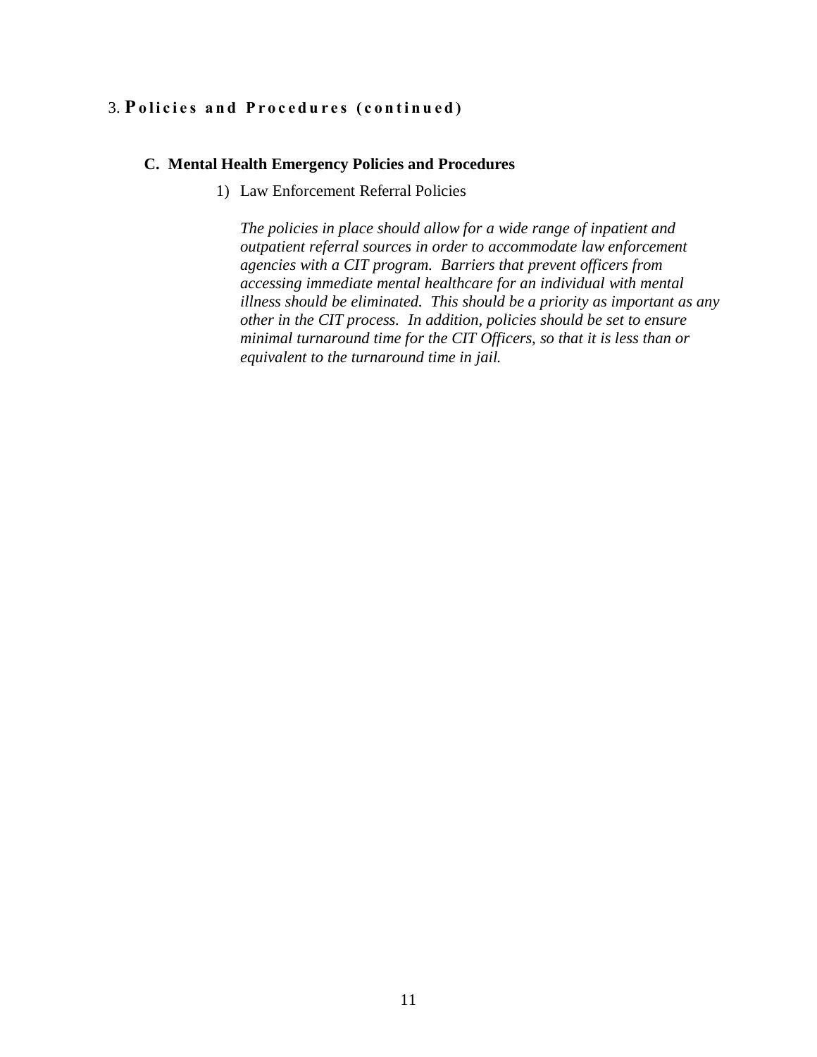## 3. Policies and Procedures (continued)

### C. Mental Health Emergency Policies and Procedures

1) Law Enforcement Referral Policies

   *The policies in place should allow for a wide range of inpatient and outpatient referral sources in order to accommodate law enforcement agencies with a CIT program. Barriers that prevent officers from accessing immediate mental healthcare for an individual with mental illness should be eliminated. This should be a priority as important as any other in the CIT process. In addition, policies should be set to ensure minimal turnaround time for the CIT Officers, so that it is less than or equivalent to the turnaround time in jail.*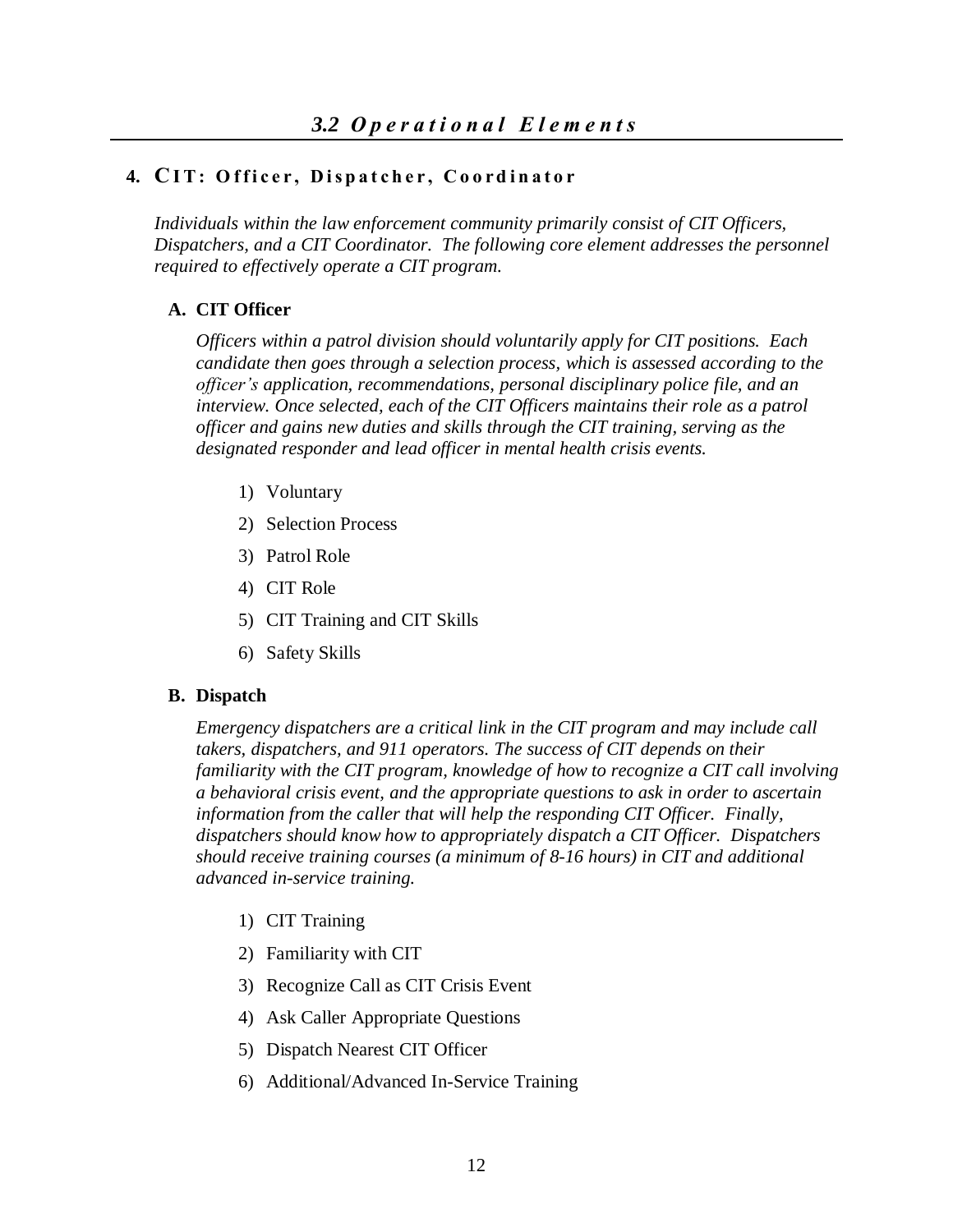## *3.2 Operational Elements*

### 4. CIT: Officer, Dispatcher, Coordinator

*Individuals within the law enforcement community primarily consist of CIT Officers, Dispatchers, and a CIT Coordinator. The following core element addresses the personnel required to effectively operate a CIT program.*

#### A. CIT Officer

*Officers within a patrol division should voluntarily apply for CIT positions. Each candidate then goes through a selection process, which is assessed according to the officer's application, recommendations, personal disciplinary police file, and an interview. Once selected, each of the CIT Officers maintains their role as a patrol officer and gains new duties and skills through the CIT training, serving as the designated responder and lead officer in mental health crisis events.*

1) Voluntary
2) Selection Process
3) Patrol Role
4) CIT Role
5) CIT Training and CIT Skills
6) Safety Skills

#### B. Dispatch

*Emergency dispatchers are a critical link in the CIT program and may include call takers, dispatchers, and 911 operators. The success of CIT depends on their familiarity with the CIT program, knowledge of how to recognize a CIT call involving a behavioral crisis event, and the appropriate questions to ask in order to ascertain information from the caller that will help the responding CIT Officer. Finally, dispatchers should know how to appropriately dispatch a CIT Officer. Dispatchers should receive training courses (a minimum of 8-16 hours) in CIT and additional advanced in-service training.*

1) CIT Training
2) Familiarity with CIT
3) Recognize Call as CIT Crisis Event
4) Ask Caller Appropriate Questions
5) Dispatch Nearest CIT Officer
6) Additional/Advanced In-Service Training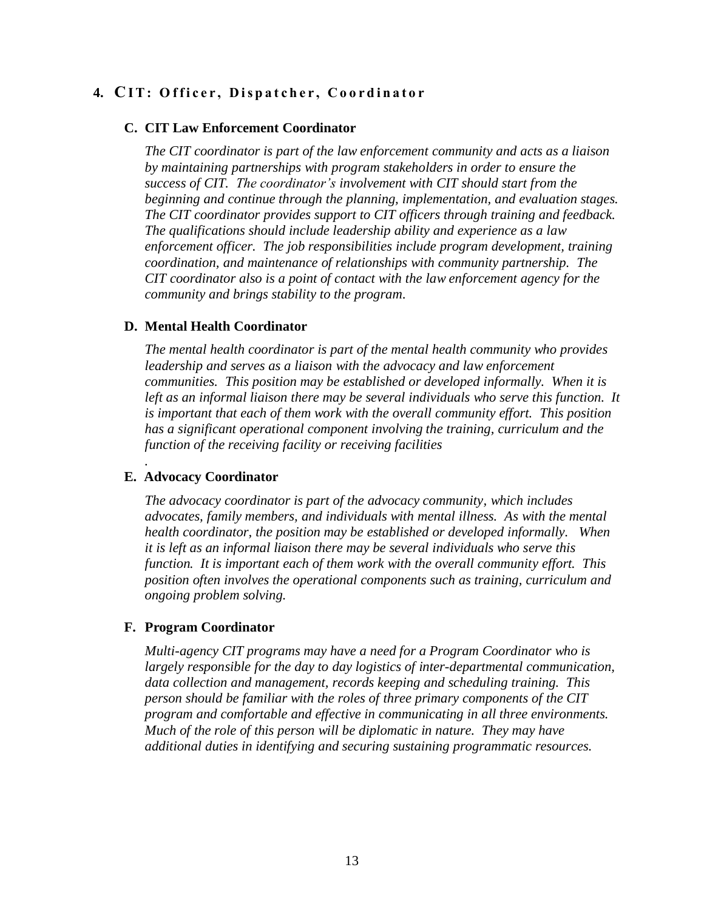## 4. CIT: Officer, Dispatcher, Coordinator

### C. CIT Law Enforcement Coordinator

*The CIT coordinator is part of the law enforcement community and acts as a liaison by maintaining partnerships with program stakeholders in order to ensure the success of CIT. The coordinator's involvement with CIT should start from the beginning and continue through the planning, implementation, and evaluation stages. The CIT coordinator provides support to CIT officers through training and feedback. The qualifications should include leadership ability and experience as a law enforcement officer. The job responsibilities include program development, training coordination, and maintenance of relationships with community partnership. The CIT coordinator also is a point of contact with the law enforcement agency for the community and brings stability to the program.*

### D. Mental Health Coordinator

*The mental health coordinator is part of the mental health community who provides leadership and serves as a liaison with the advocacy and law enforcement communities. This position may be established or developed informally. When it is left as an informal liaison there may be several individuals who serve this function. It is important that each of them work with the overall community effort. This position has a significant operational component involving the training, curriculum and the function of the receiving facility or receiving facilities*

.

### E. Advocacy Coordinator

*The advocacy coordinator is part of the advocacy community, which includes advocates, family members, and individuals with mental illness. As with the mental health coordinator, the position may be established or developed informally. When it is left as an informal liaison there may be several individuals who serve this function. It is important each of them work with the overall community effort. This position often involves the operational components such as training, curriculum and ongoing problem solving.*

### F. Program Coordinator

*Multi-agency CIT programs may have a need for a Program Coordinator who is largely responsible for the day to day logistics of inter-departmental communication, data collection and management, records keeping and scheduling training. This person should be familiar with the roles of three primary components of the CIT program and comfortable and effective in communicating in all three environments. Much of the role of this person will be diplomatic in nature. They may have additional duties in identifying and securing sustaining programmatic resources.*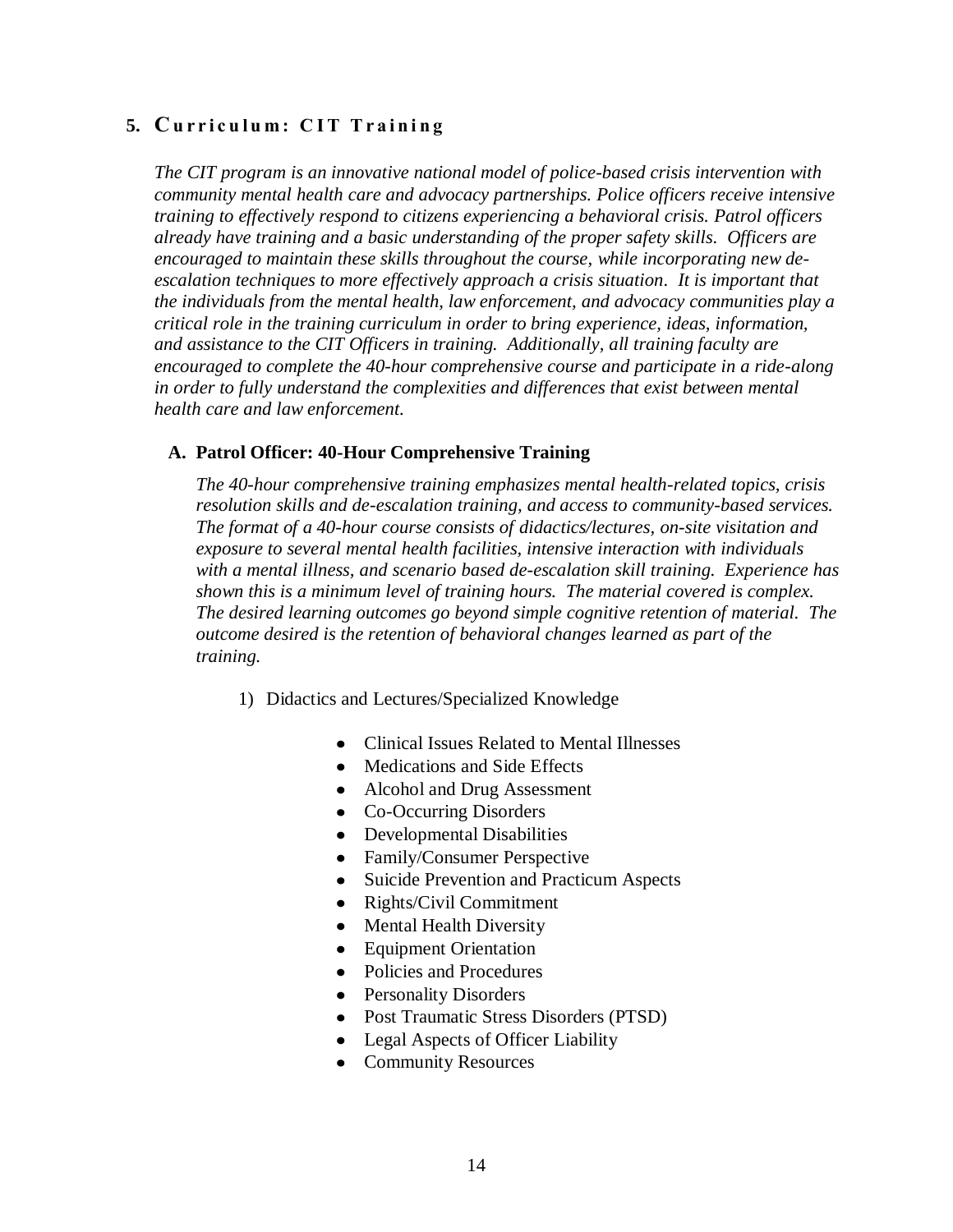## 5. Curriculum: CIT Training

*The CIT program is an innovative national model of police-based crisis intervention with community mental health care and advocacy partnerships. Police officers receive intensive training to effectively respond to citizens experiencing a behavioral crisis. Patrol officers already have training and a basic understanding of the proper safety skills. Officers are encouraged to maintain these skills throughout the course, while incorporating new de-escalation techniques to more effectively approach a crisis situation. It is important that the individuals from the mental health, law enforcement, and advocacy communities play a critical role in the training curriculum in order to bring experience, ideas, information, and assistance to the CIT Officers in training. Additionally, all training faculty are encouraged to complete the 40-hour comprehensive course and participate in a ride-along in order to fully understand the complexities and differences that exist between mental health care and law enforcement.*

### A. Patrol Officer: 40-Hour Comprehensive Training

*The 40-hour comprehensive training emphasizes mental health-related topics, crisis resolution skills and de-escalation training, and access to community-based services. The format of a 40-hour course consists of didactics/lectures, on-site visitation and exposure to several mental health facilities, intensive interaction with individuals with a mental illness, and scenario based de-escalation skill training. Experience has shown this is a minimum level of training hours. The material covered is complex. The desired learning outcomes go beyond simple cognitive retention of material. The outcome desired is the retention of behavioral changes learned as part of the training.*

1) Didactics and Lectures/Specialized Knowledge

- Clinical Issues Related to Mental Illnesses
- Medications and Side Effects
- Alcohol and Drug Assessment
- Co-Occurring Disorders
- Developmental Disabilities
- Family/Consumer Perspective
- Suicide Prevention and Practicum Aspects
- Rights/Civil Commitment
- Mental Health Diversity
- Equipment Orientation
- Policies and Procedures
- Personality Disorders
- Post Traumatic Stress Disorders (PTSD)
- Legal Aspects of Officer Liability
- Community Resources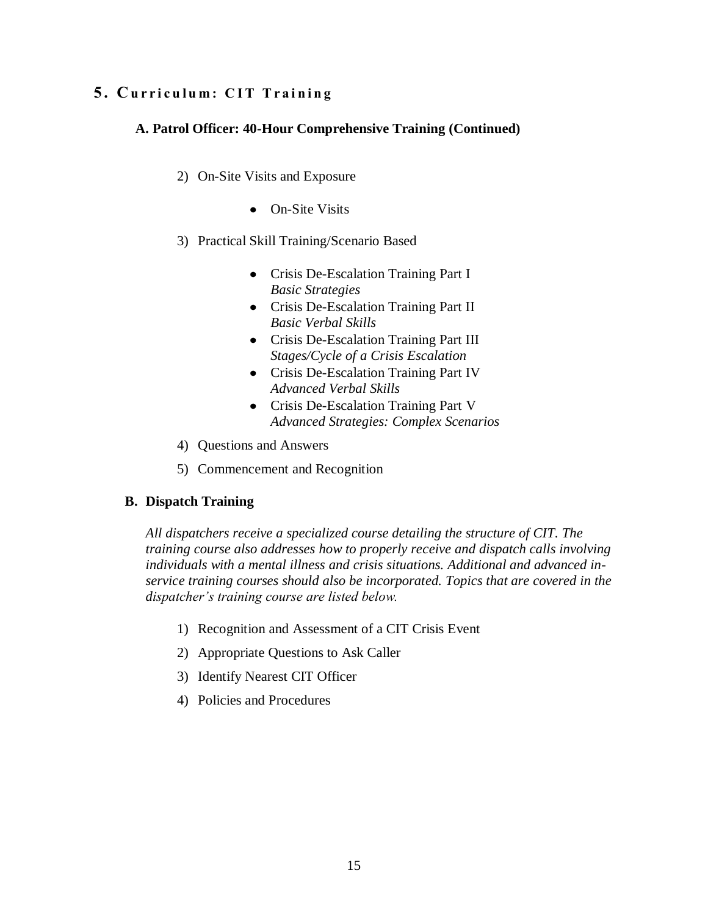## 5. Curriculum: CIT Training

### A. Patrol Officer: 40-Hour Comprehensive Training (Continued)

2) On-Site Visits and Exposure

   - On-Site Visits

3) Practical Skill Training/Scenario Based

   - Crisis De-Escalation Training Part I
     *Basic Strategies*
   - Crisis De-Escalation Training Part II
     *Basic Verbal Skills*
   - Crisis De-Escalation Training Part III
     *Stages/Cycle of a Crisis Escalation*
   - Crisis De-Escalation Training Part IV
     *Advanced Verbal Skills*
   - Crisis De-Escalation Training Part V
     *Advanced Strategies: Complex Scenarios*

4) Questions and Answers

5) Commencement and Recognition

### B. Dispatch Training

*All dispatchers receive a specialized course detailing the structure of CIT. The training course also addresses how to properly receive and dispatch calls involving individuals with a mental illness and crisis situations. Additional and advanced in-service training courses should also be incorporated. Topics that are covered in the dispatcher's training course are listed below.*

1) Recognition and Assessment of a CIT Crisis Event

2) Appropriate Questions to Ask Caller

3) Identify Nearest CIT Officer

4) Policies and Procedures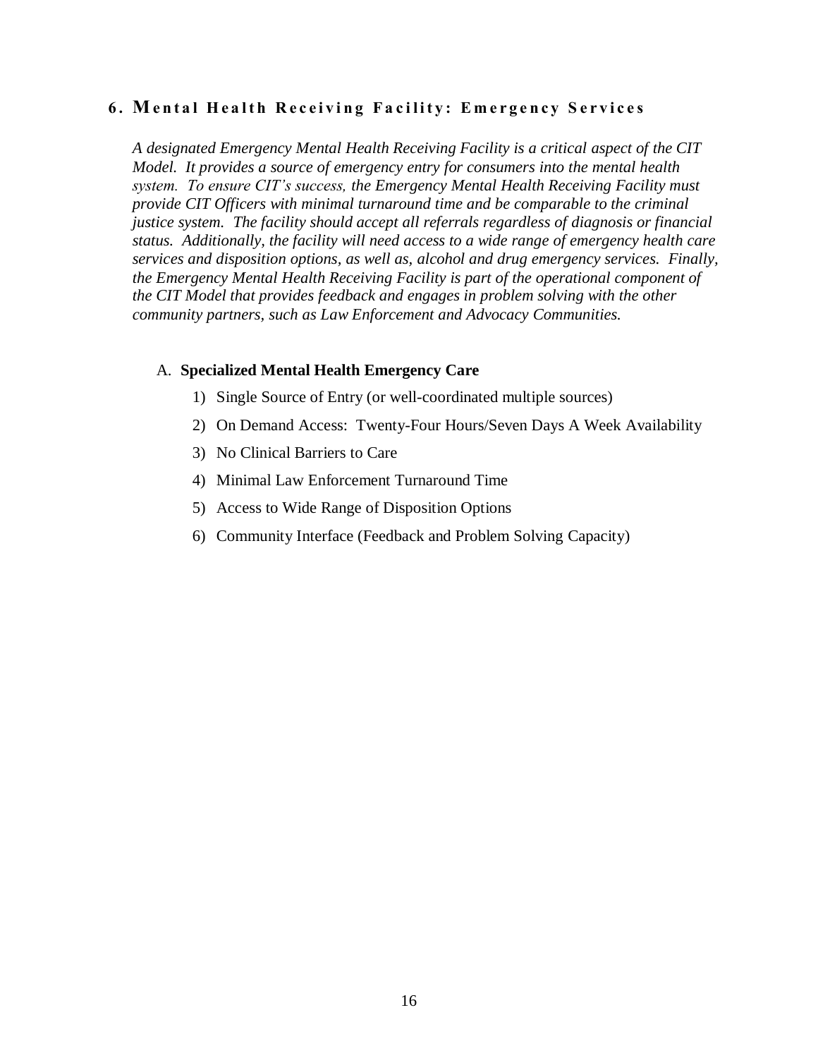## 6. Mental Health Receiving Facility: Emergency Services

*A designated Emergency Mental Health Receiving Facility is a critical aspect of the CIT Model. It provides a source of emergency entry for consumers into the mental health system. To ensure CIT's success, the Emergency Mental Health Receiving Facility must provide CIT Officers with minimal turnaround time and be comparable to the criminal justice system. The facility should accept all referrals regardless of diagnosis or financial status. Additionally, the facility will need access to a wide range of emergency health care services and disposition options, as well as, alcohol and drug emergency services. Finally, the Emergency Mental Health Receiving Facility is part of the operational component of the CIT Model that provides feedback and engages in problem solving with the other community partners, such as Law Enforcement and Advocacy Communities.*

A. **Specialized Mental Health Emergency Care**

1) Single Source of Entry (or well-coordinated multiple sources)
2) On Demand Access: Twenty-Four Hours/Seven Days A Week Availability
3) No Clinical Barriers to Care
4) Minimal Law Enforcement Turnaround Time
5) Access to Wide Range of Disposition Options
6) Community Interface (Feedback and Problem Solving Capacity)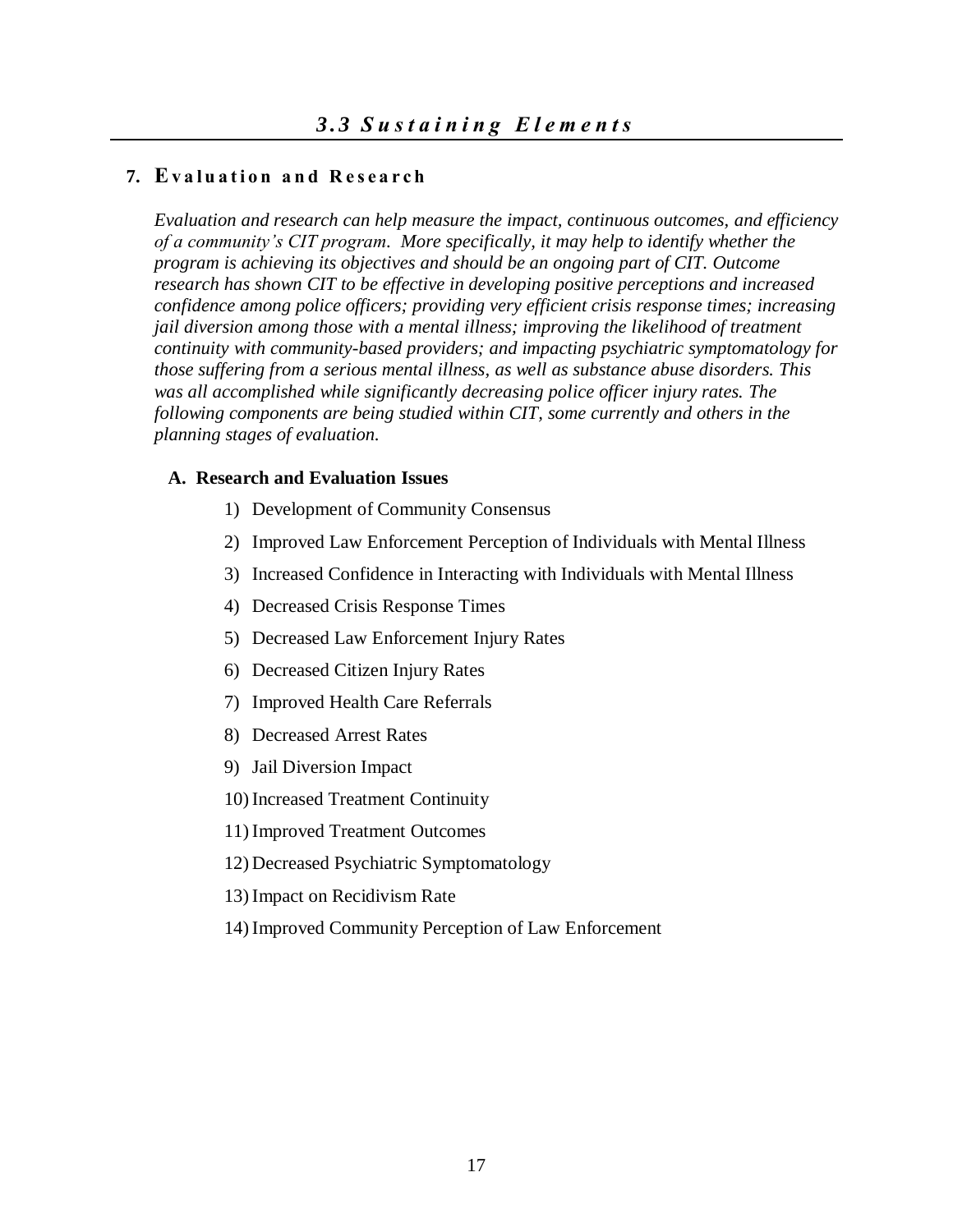## *3.3 Sustaining Elements*

### 7. Evaluation and Research

*Evaluation and research can help measure the impact, continuous outcomes, and efficiency of a community's CIT program. More specifically, it may help to identify whether the program is achieving its objectives and should be an ongoing part of CIT. Outcome research has shown CIT to be effective in developing positive perceptions and increased confidence among police officers; providing very efficient crisis response times; increasing jail diversion among those with a mental illness; improving the likelihood of treatment continuity with community-based providers; and impacting psychiatric symptomatology for those suffering from a serious mental illness, as well as substance abuse disorders. This was all accomplished while significantly decreasing police officer injury rates. The following components are being studied within CIT, some currently and others in the planning stages of evaluation.*

**A. Research and Evaluation Issues**

1) Development of Community Consensus
2) Improved Law Enforcement Perception of Individuals with Mental Illness
3) Increased Confidence in Interacting with Individuals with Mental Illness
4) Decreased Crisis Response Times
5) Decreased Law Enforcement Injury Rates
6) Decreased Citizen Injury Rates
7) Improved Health Care Referrals
8) Decreased Arrest Rates
9) Jail Diversion Impact
10) Increased Treatment Continuity
11) Improved Treatment Outcomes
12) Decreased Psychiatric Symptomatology
13) Impact on Recidivism Rate
14) Improved Community Perception of Law Enforcement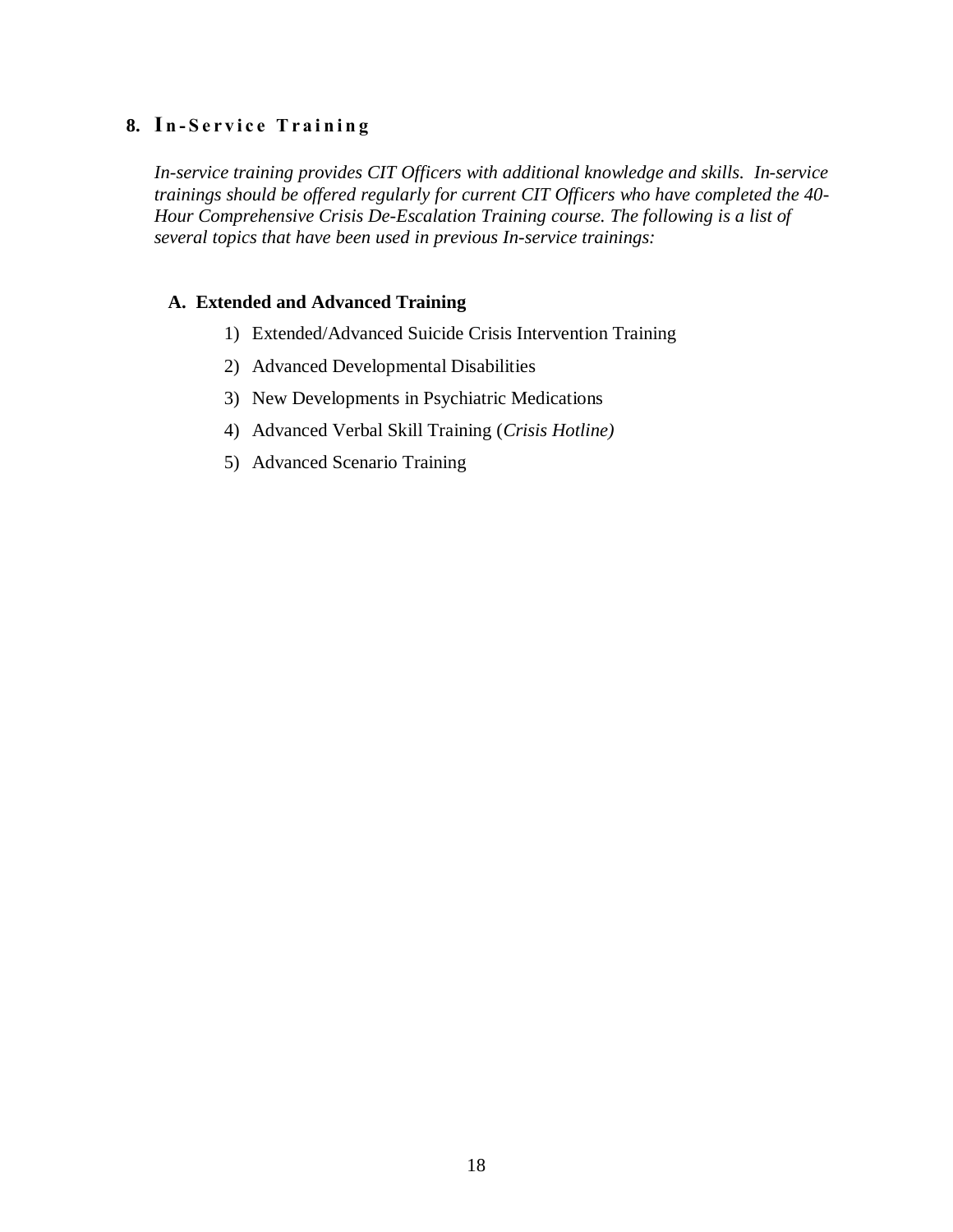## 8. In-Service Training

*In-service training provides CIT Officers with additional knowledge and skills. In-service trainings should be offered regularly for current CIT Officers who have completed the 40-Hour Comprehensive Crisis De-Escalation Training course. The following is a list of several topics that have been used in previous In-service trainings:*

### A. Extended and Advanced Training

1) Extended/Advanced Suicide Crisis Intervention Training
2) Advanced Developmental Disabilities
3) New Developments in Psychiatric Medications
4) Advanced Verbal Skill Training (*Crisis Hotline)*
5) Advanced Scenario Training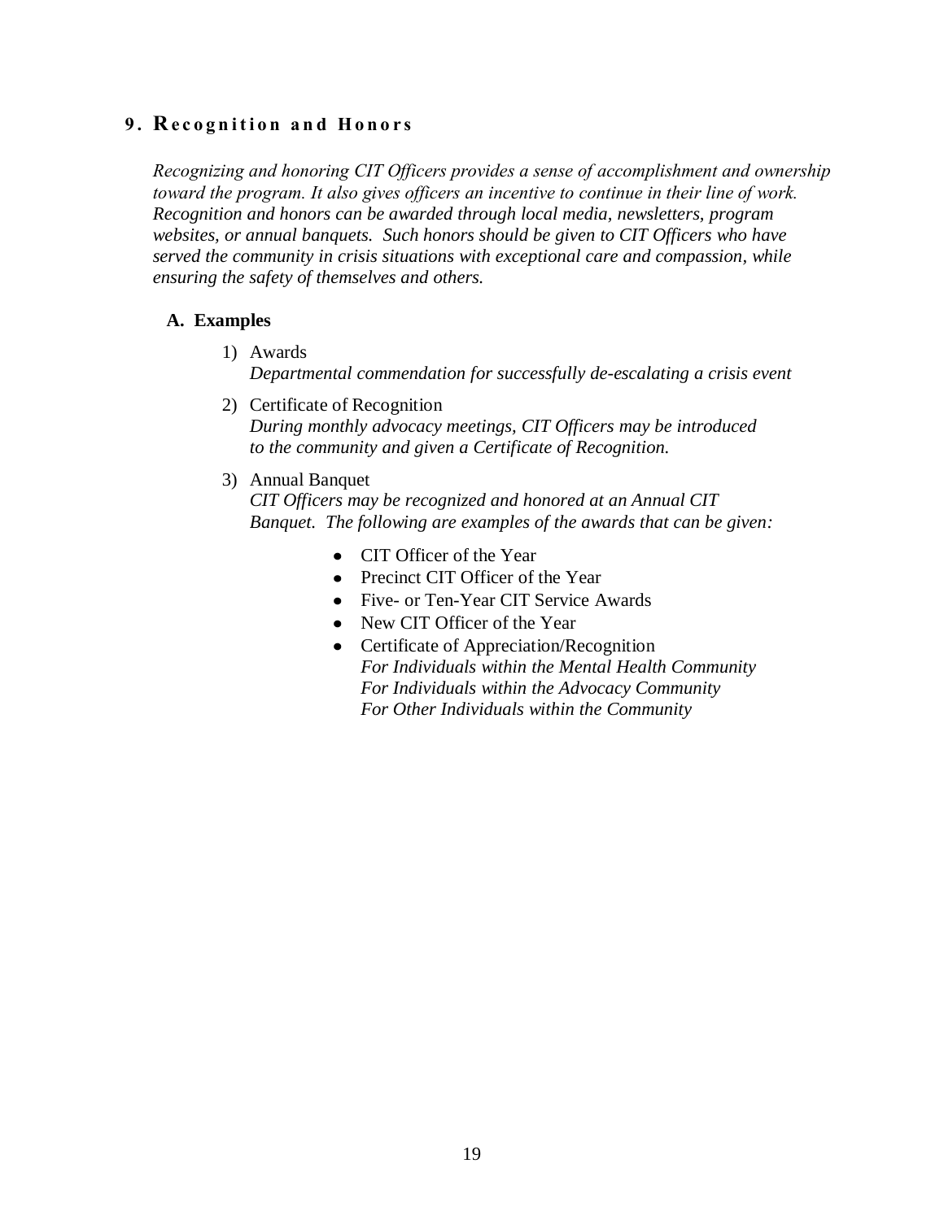## 9. Recognition and Honors

*Recognizing and honoring CIT Officers provides a sense of accomplishment and ownership toward the program. It also gives officers an incentive to continue in their line of work. Recognition and honors can be awarded through local media, newsletters, program websites, or annual banquets. Such honors should be given to CIT Officers who have served the community in crisis situations with exceptional care and compassion, while ensuring the safety of themselves and others.*

### A. Examples

1) Awards
   *Departmental commendation for successfully de-escalating a crisis event*

2) Certificate of Recognition
   *During monthly advocacy meetings, CIT Officers may be introduced to the community and given a Certificate of Recognition.*

3) Annual Banquet
   *CIT Officers may be recognized and honored at an Annual CIT Banquet. The following are examples of the awards that can be given:*

   - CIT Officer of the Year
   - Precinct CIT Officer of the Year
   - Five- or Ten-Year CIT Service Awards
   - New CIT Officer of the Year
   - Certificate of Appreciation/Recognition
     *For Individuals within the Mental Health Community*
     *For Individuals within the Advocacy Community*
     *For Other Individuals within the Community*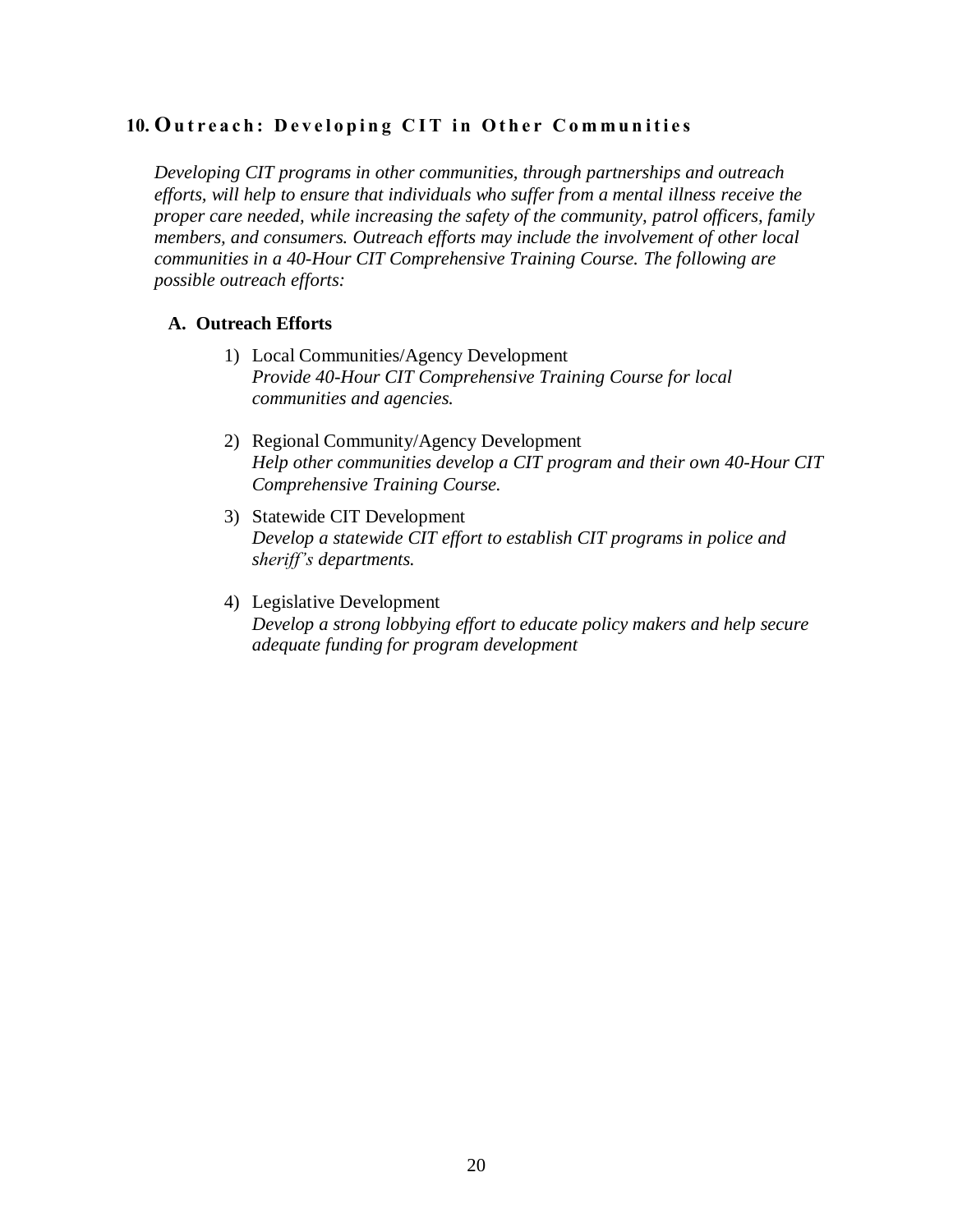## 10. Outreach: Developing CIT in Other Communities

*Developing CIT programs in other communities, through partnerships and outreach efforts, will help to ensure that individuals who suffer from a mental illness receive the proper care needed, while increasing the safety of the community, patrol officers, family members, and consumers. Outreach efforts may include the involvement of other local communities in a 40-Hour CIT Comprehensive Training Course. The following are possible outreach efforts:*

### A. Outreach Efforts

1) Local Communities/Agency Development
   *Provide 40-Hour CIT Comprehensive Training Course for local communities and agencies.*

2) Regional Community/Agency Development
   *Help other communities develop a CIT program and their own 40-Hour CIT Comprehensive Training Course.*

3) Statewide CIT Development
   *Develop a statewide CIT effort to establish CIT programs in police and sheriff's departments.*

4) Legislative Development
   *Develop a strong lobbying effort to educate policy makers and help secure adequate funding for program development*